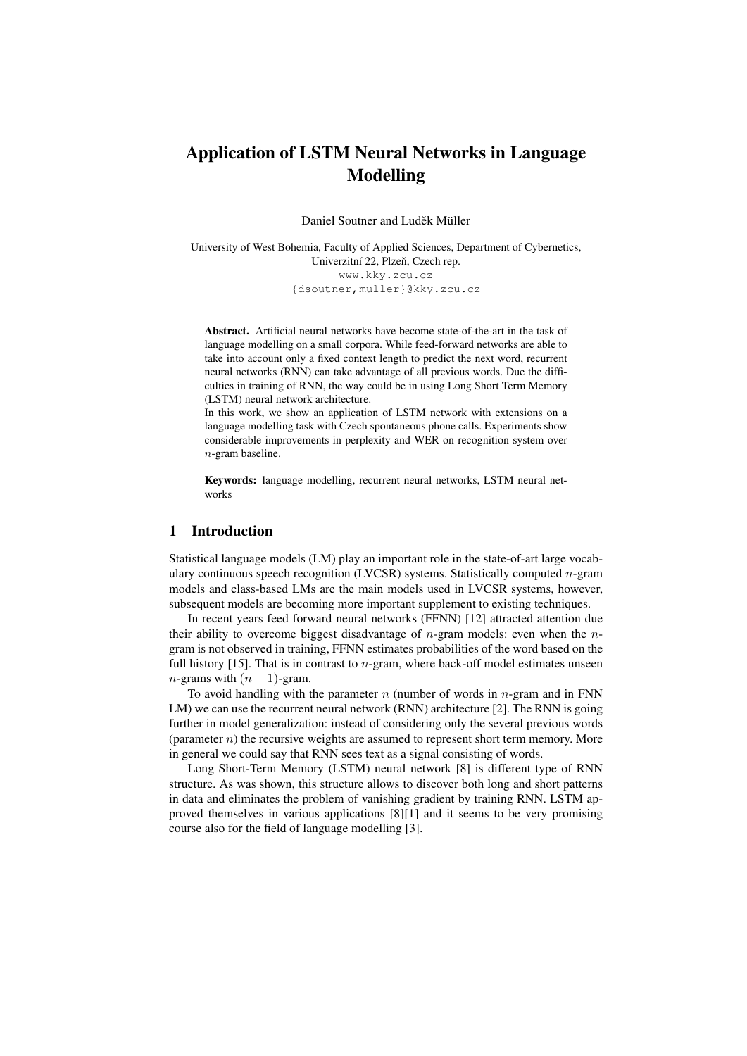# Application of LSTM Neural Networks in Language Modelling

Daniel Soutner and Luděk Müller

University of West Bohemia, Faculty of Applied Sciences, Department of Cybernetics, Univerzitní 22, Plzeň, Czech rep.
www.kky.zcu.cz
{dsoutner,muller}@kky.zcu.cz

**Abstract.** Artificial neural networks have become state-of-the-art in the task of language modelling on a small corpora. While feed-forward networks are able to take into account only a fixed context length to predict the next word, recurrent neural networks (RNN) can take advantage of all previous words. Due the difficulties in training of RNN, the way could be in using Long Short Term Memory (LSTM) neural network architecture.

In this work, we show an application of LSTM network with extensions on a language modelling task with Czech spontaneous phone calls. Experiments show considerable improvements in perplexity and WER on recognition system over $n$-gram baseline.

**Keywords:** language modelling, recurrent neural networks, LSTM neural networks

## 1 Introduction

Statistical language models (LM) play an important role in the state-of-art large vocabulary continuous speech recognition (LVCSR) systems. Statistically computed $n$-gram models and class-based LMs are the main models used in LVCSR systems, however, subsequent models are becoming more important supplement to existing techniques.

In recent years feed forward neural networks (FFNN) [12] attracted attention due their ability to overcome biggest disadvantage of $n$-gram models: even when the $n$-gram is not observed in training, FFNN estimates probabilities of the word based on the full history [15]. That is in contrast to $n$-gram, where back-off model estimates unseen $n$-grams with $(n-1)$-gram.

To avoid handling with the parameter $n$ (number of words in $n$-gram and in FNN LM) we can use the recurrent neural network (RNN) architecture [2]. The RNN is going further in model generalization: instead of considering only the several previous words (parameter $n$) the recursive weights are assumed to represent short term memory. More in general we could say that RNN sees text as a signal consisting of words.

Long Short-Term Memory (LSTM) neural network [8] is different type of RNN structure. As was shown, this structure allows to discover both long and short patterns in data and eliminates the problem of vanishing gradient by training RNN. LSTM approved themselves in various applications [8][1] and it seems to be very promising course also for the field of language modelling [3].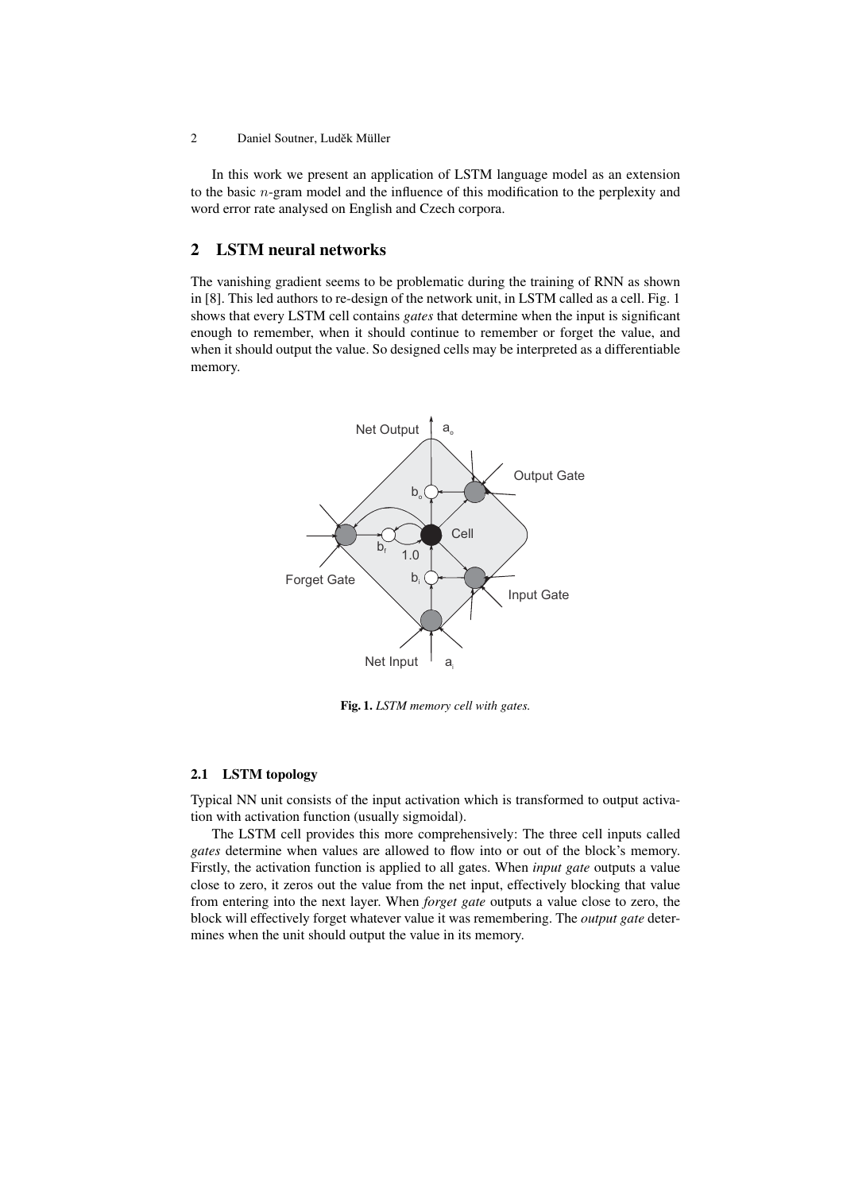In this work we present an application of LSTM language model as an extension to the basic $n$-gram model and the influence of this modification to the perplexity and word error rate analysed on English and Czech corpora.

## 2 LSTM neural networks

The vanishing gradient seems to be problematic during the training of RNN as shown in [8]. This led authors to re-design of the network unit, in LSTM called as a cell. Fig. 1 shows that every LSTM cell contains *gates* that determine when the input is significant enough to remember, when it should continue to remember or forget the value, and when it should output the value. So designed cells may be interpreted as a differentiable memory.

**Fig. 1.** *LSTM memory cell with gates.*

### 2.1 LSTM topology

Typical NN unit consists of the input activation which is transformed to output activation with activation function (usually sigmoidal).

The LSTM cell provides this more comprehensively: The three cell inputs called *gates* determine when values are allowed to flow into or out of the block's memory. Firstly, the activation function is applied to all gates. When *input gate* outputs a value close to zero, it zeros out the value from the net input, effectively blocking that value from entering into the next layer. When *forget gate* outputs a value close to zero, the block will effectively forget whatever value it was remembering. The *output gate* determines when the unit should output the value in its memory.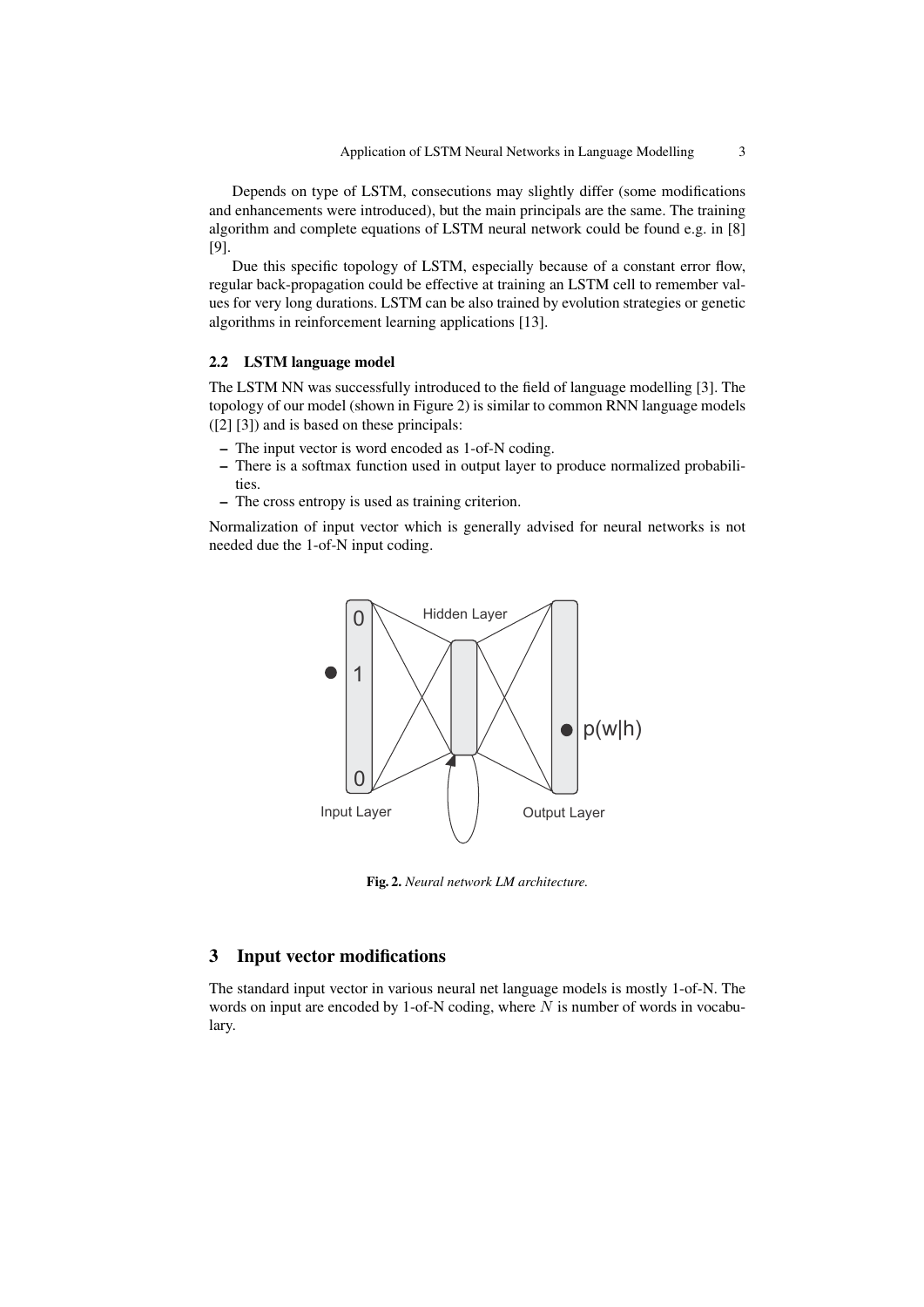Depends on type of LSTM, consecutions may slightly differ (some modifications and enhancements were introduced), but the main principals are the same. The training algorithm and complete equations of LSTM neural network could be found e.g. in [8] [9].

Due this specific topology of LSTM, especially because of a constant error flow, regular back-propagation could be effective at training an LSTM cell to remember values for very long durations. LSTM can be also trained by evolution strategies or genetic algorithms in reinforcement learning applications [13].

### 2.2 LSTM language model

The LSTM NN was successfully introduced to the field of language modelling [3]. The topology of our model (shown in Figure 2) is similar to common RNN language models ([2] [3]) and is based on these principals:

- The input vector is word encoded as 1-of-N coding.
- There is a softmax function used in output layer to produce normalized probabilities.
- The cross entropy is used as training criterion.

Normalization of input vector which is generally advised for neural networks is not needed due the 1-of-N input coding.

**Fig. 2.** *Neural network LM architecture.*

## 3 Input vector modifications

The standard input vector in various neural net language models is mostly 1-of-N. The words on input are encoded by 1-of-N coding, where $N$ is number of words in vocabulary.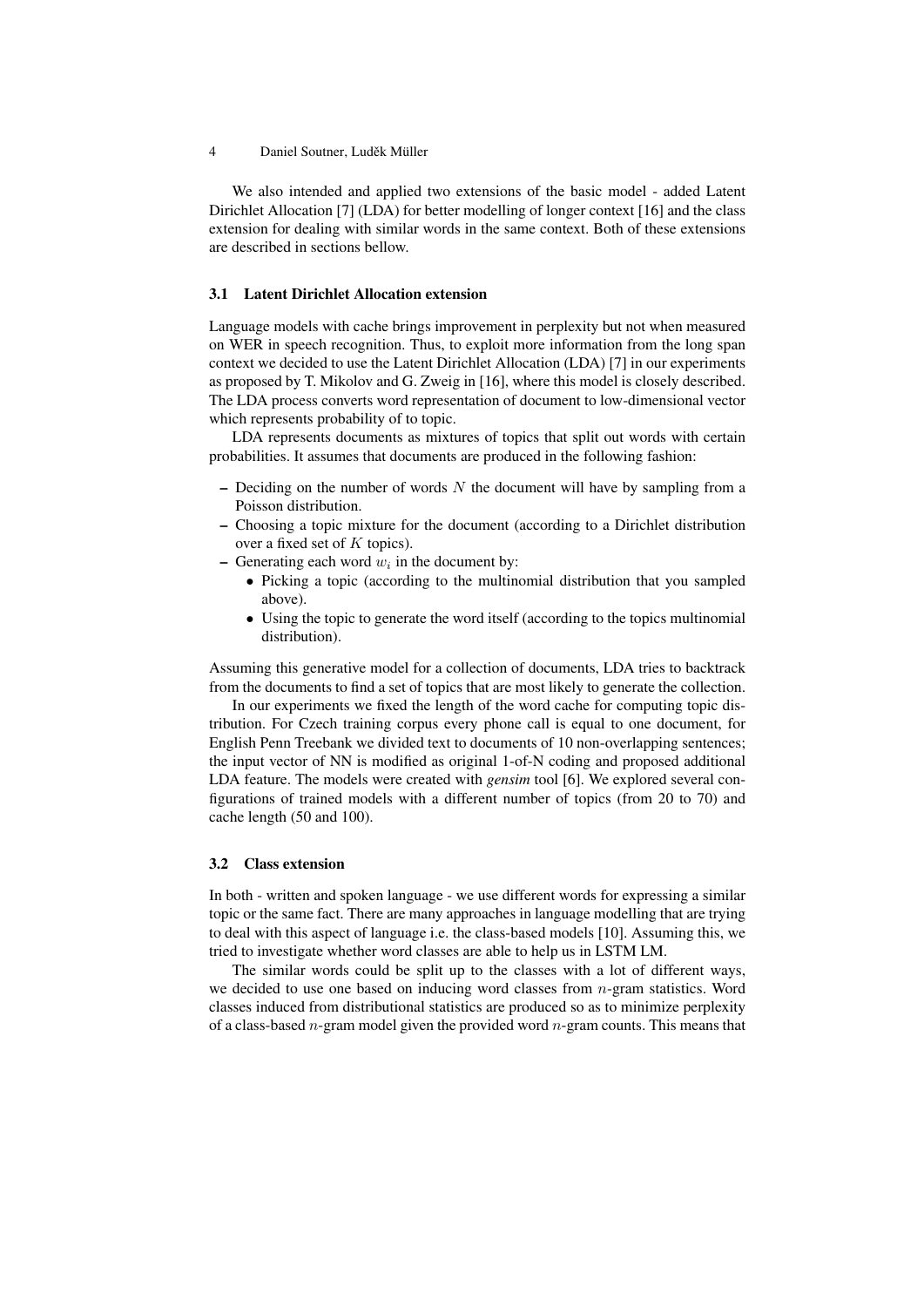We also intended and applied two extensions of the basic model - added Latent Dirichlet Allocation [7] (LDA) for better modelling of longer context [16] and the class extension for dealing with similar words in the same context. Both of these extensions are described in sections bellow.

### 3.1 Latent Dirichlet Allocation extension

Language models with cache brings improvement in perplexity but not when measured on WER in speech recognition. Thus, to exploit more information from the long span context we decided to use the Latent Dirichlet Allocation (LDA) [7] in our experiments as proposed by T. Mikolov and G. Zweig in [16], where this model is closely described. The LDA process converts word representation of document to low-dimensional vector which represents probability of to topic.

LDA represents documents as mixtures of topics that split out words with certain probabilities. It assumes that documents are produced in the following fashion:

- Deciding on the number of words $N$ the document will have by sampling from a Poisson distribution.
- Choosing a topic mixture for the document (according to a Dirichlet distribution over a fixed set of $K$ topics).
- Generating each word $w_i$ in the document by:
  - Picking a topic (according to the multinomial distribution that you sampled above).
  - Using the topic to generate the word itself (according to the topics multinomial distribution).

Assuming this generative model for a collection of documents, LDA tries to backtrack from the documents to find a set of topics that are most likely to generate the collection.

In our experiments we fixed the length of the word cache for computing topic distribution. For Czech training corpus every phone call is equal to one document, for English Penn Treebank we divided text to documents of 10 non-overlapping sentences; the input vector of NN is modified as original 1-of-N coding and proposed additional LDA feature. The models were created with *gensim* tool [6]. We explored several configurations of trained models with a different number of topics (from 20 to 70) and cache length (50 and 100).

### 3.2 Class extension

In both - written and spoken language - we use different words for expressing a similar topic or the same fact. There are many approaches in language modelling that are trying to deal with this aspect of language i.e. the class-based models [10]. Assuming this, we tried to investigate whether word classes are able to help us in LSTM LM.

The similar words could be split up to the classes with a lot of different ways, we decided to use one based on inducing word classes from $n$-gram statistics. Word classes induced from distributional statistics are produced so as to minimize perplexity of a class-based $n$-gram model given the provided word $n$-gram counts. This means that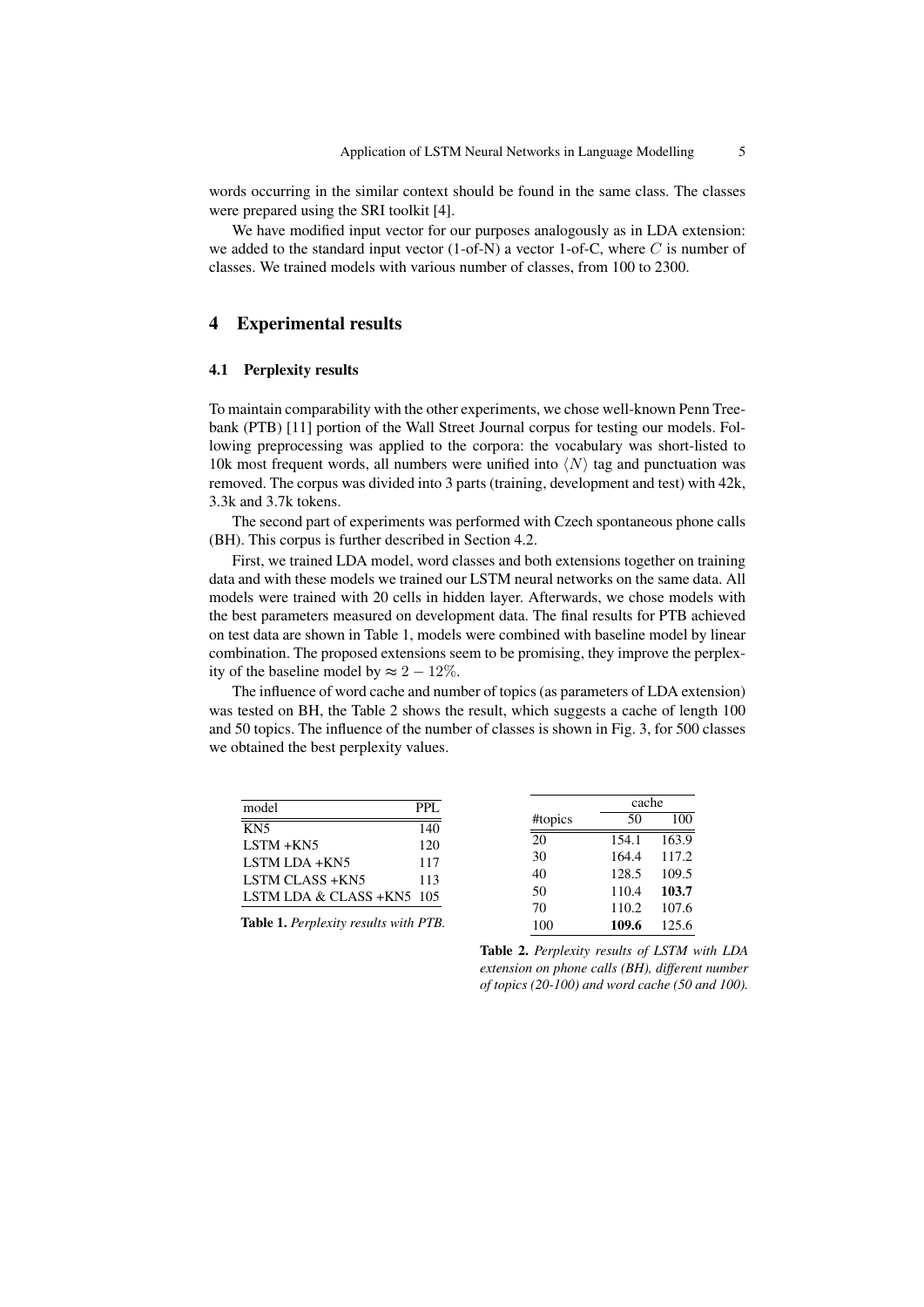words occurring in the similar context should be found in the same class. The classes were prepared using the SRI toolkit [4].

We have modified input vector for our purposes analogously as in LDA extension: we added to the standard input vector (1-of-N) a vector 1-of-C, where $C$ is number of classes. We trained models with various number of classes, from 100 to 2300.

## 4 Experimental results

### 4.1 Perplexity results

To maintain comparability with the other experiments, we chose well-known Penn Treebank (PTB) [11] portion of the Wall Street Journal corpus for testing our models. Following preprocessing was applied to the corpora: the vocabulary was short-listed to 10k most frequent words, all numbers were unified into $\langle N \rangle$ tag and punctuation was removed. The corpus was divided into 3 parts (training, development and test) with 42k, 3.3k and 3.7k tokens.

The second part of experiments was performed with Czech spontaneous phone calls (BH). This corpus is further described in Section 4.2.

First, we trained LDA model, word classes and both extensions together on training data and with these models we trained our LSTM neural networks on the same data. All models were trained with 20 cells in hidden layer. Afterwards, we chose models with the best parameters measured on development data. The final results for PTB achieved on test data are shown in Table 1, models were combined with baseline model by linear combination. The proposed extensions seem to be promising, they improve the perplexity of the baseline model by $\approx 2 - 12\%$.

The influence of word cache and number of topics (as parameters of LDA extension) was tested on BH, the Table 2 shows the result, which suggests a cache of length 100 and 50 topics. The influence of the number of classes is shown in Fig. 3, for 500 classes we obtained the best perplexity values.

| model | PPL |
|---|---|
| KN5 | 140 |
| LSTM +KN5 | 120 |
| LSTM LDA +KN5 | 117 |
| LSTM CLASS +KN5 | 113 |
| LSTM LDA & CLASS +KN5 | 105 |

**Table 1.** *Perplexity results with PTB.*

| | cache | |
|---|---|---|
| #topics | 50 | 100 |
| 20 | 154.1 | 163.9 |
| 30 | 164.4 | 117.2 |
| 40 | 128.5 | 109.5 |
| 50 | 110.4 | **103.7** |
| 70 | 110.2 | 107.6 |
| 100 | **109.6** | 125.6 |

**Table 2.** *Perplexity results of LSTM with LDA extension on phone calls (BH), different number of topics (20-100) and word cache (50 and 100).*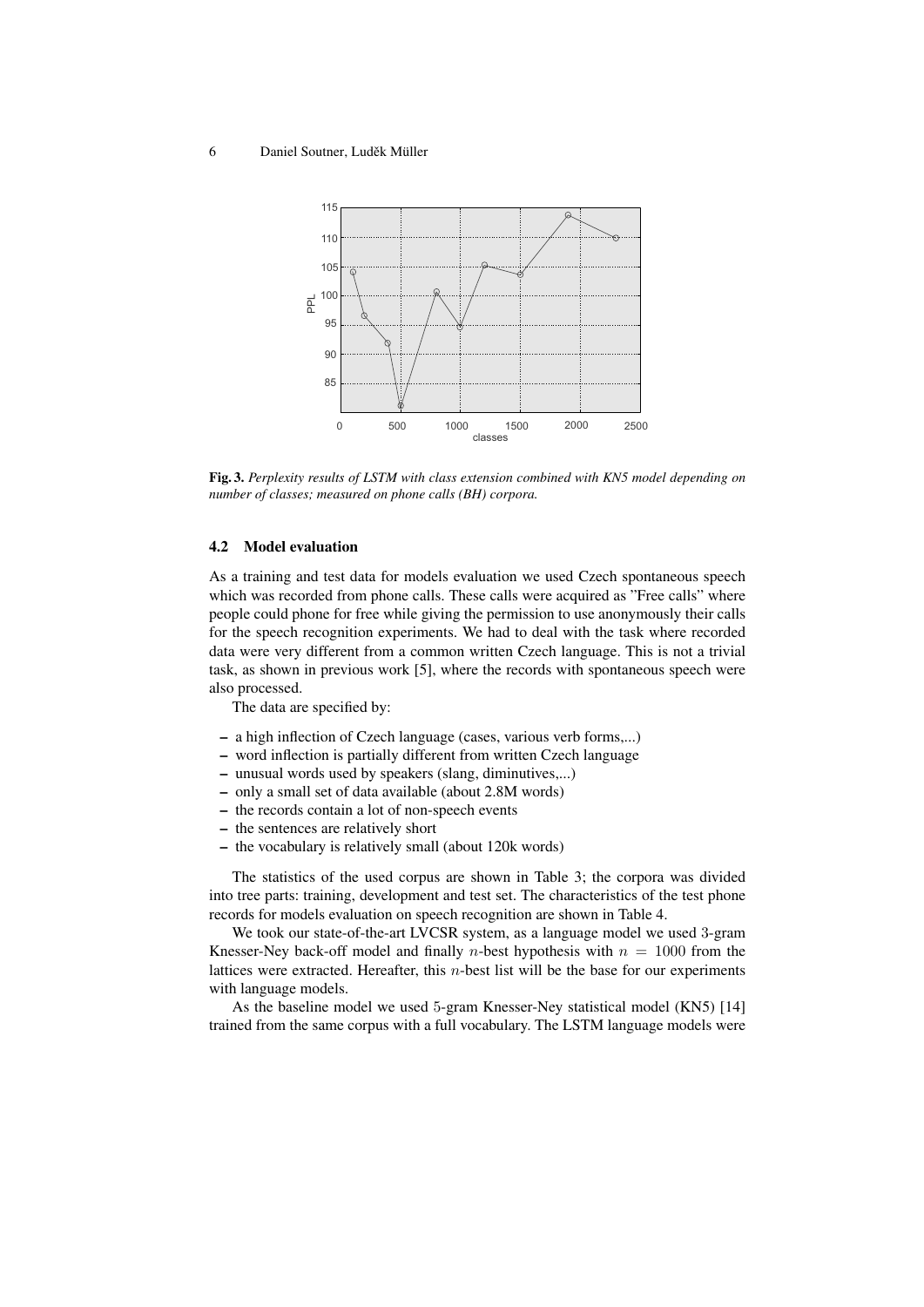**Fig. 3.** *Perplexity results of LSTM with class extension combined with KN5 model depending on number of classes; measured on phone calls (BH) corpora.*

### 4.2 Model evaluation

As a training and test data for models evaluation we used Czech spontaneous speech which was recorded from phone calls. These calls were acquired as "Free calls" where people could phone for free while giving the permission to use anonymously their calls for the speech recognition experiments. We had to deal with the task where recorded data were very different from a common written Czech language. This is not a trivial task, as shown in previous work [5], where the records with spontaneous speech were also processed.

The data are specified by:

- a high inflection of Czech language (cases, various verb forms,...)
- word inflection is partially different from written Czech language
- unusual words used by speakers (slang, diminutives,...)
- only a small set of data available (about 2.8M words)
- the records contain a lot of non-speech events
- the sentences are relatively short
- the vocabulary is relatively small (about 120k words)

The statistics of the used corpus are shown in Table 3; the corpora was divided into tree parts: training, development and test set. The characteristics of the test phone records for models evaluation on speech recognition are shown in Table 4.

We took our state-of-the-art LVCSR system, as a language model we used 3-gram Knesser-Ney back-off model and finally $n$-best hypothesis with $n = 1000$ from the lattices were extracted. Hereafter, this $n$-best list will be the base for our experiments with language models.

As the baseline model we used 5-gram Knesser-Ney statistical model (KN5) [14] trained from the same corpus with a full vocabulary. The LSTM language models were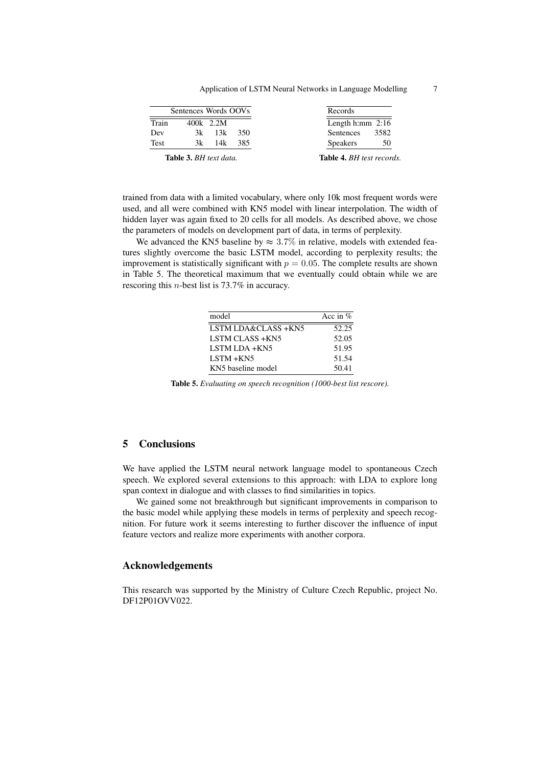| | Sentences | Words | OOVs |
|---|---|---|---|
| Train | 400k | 2.2M | |
| Dev | 3k | 13k | 350 |
| Test | 3k | 14k | 385 |

**Table 3.** *BH text data.*

| Records | |
|---|---|
| Length h:mm | 2:16 |
| Sentences | 3582 |
| Speakers | 50 |

**Table 4.** *BH test records.*

trained from data with a limited vocabulary, where only 10k most frequent words were used, and all were combined with KN5 model with linear interpolation. The width of hidden layer was again fixed to 20 cells for all models. As described above, we chose the parameters of models on development part of data, in terms of perplexity.

We advanced the KN5 baseline by $\approx 3.7\%$ in relative, models with extended features slightly overcome the basic LSTM model, according to perplexity results; the improvement is statistically significant with $p = 0.05$. The complete results are shown in Table 5. The theoretical maximum that we eventually could obtain while we are rescoring this $n$-best list is 73.7% in accuracy.

| model | Acc in % |
|---|---|
| LSTM LDA&CLASS +KN5 | 52.25 |
| LSTM CLASS +KN5 | 52.05 |
| LSTM LDA +KN5 | 51.95 |
| LSTM +KN5 | 51.54 |
| KN5 baseline model | 50.41 |

**Table 5.** *Evaluating on speech recognition (1000-best list rescore).*

## 5 Conclusions

We have applied the LSTM neural network language model to spontaneous Czech speech. We explored several extensions to this approach: with LDA to explore long span context in dialogue and with classes to find similarities in topics.

We gained some not breakthrough but significant improvements in comparison to the basic model while applying these models in terms of perplexity and speech recognition. For future work it seems interesting to further discover the influence of input feature vectors and realize more experiments with another corpora.

## Acknowledgements

This research was supported by the Ministry of Culture Czech Republic, project No. DF12P01OVV022.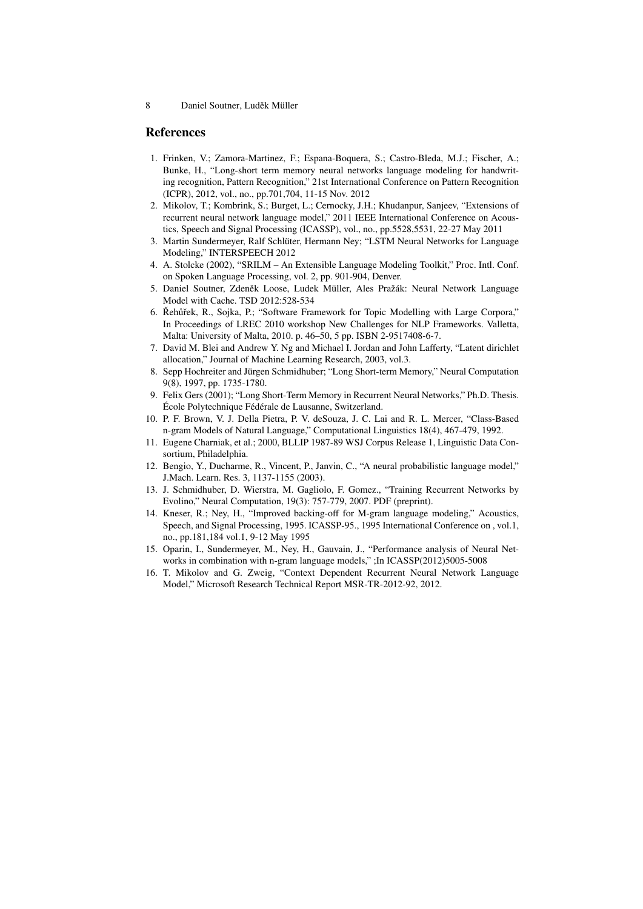## References

1. Frinken, V.; Zamora-Martinez, F.; Espana-Boquera, S.; Castro-Bleda, M.J.; Fischer, A.; Bunke, H., "Long-short term memory neural networks language modeling for handwriting recognition, Pattern Recognition," 21st International Conference on Pattern Recognition (ICPR), 2012, vol., no., pp.701,704, 11-15 Nov. 2012
2. Mikolov, T.; Kombrink, S.; Burget, L.; Cernocky, J.H.; Khudanpur, Sanjeev, "Extensions of recurrent neural network language model," 2011 IEEE International Conference on Acoustics, Speech and Signal Processing (ICASSP), vol., no., pp.5528,5531, 22-27 May 2011
3. Martin Sundermeyer, Ralf Schlüter, Hermann Ney; "LSTM Neural Networks for Language Modeling," INTERSPEECH 2012
4. A. Stolcke (2002), "SRILM – An Extensible Language Modeling Toolkit," Proc. Intl. Conf. on Spoken Language Processing, vol. 2, pp. 901-904, Denver.
5. Daniel Soutner, Zdeněk Loose, Ludek Müller, Ales Pražák: Neural Network Language Model with Cache. TSD 2012:528-534
6. Řehůřek, R., Sojka, P.; "Software Framework for Topic Modelling with Large Corpora," In Proceedings of LREC 2010 workshop New Challenges for NLP Frameworks. Valletta, Malta: University of Malta, 2010. p. 46–50, 5 pp. ISBN 2-9517408-6-7.
7. David M. Blei and Andrew Y. Ng and Michael I. Jordan and John Lafferty, "Latent dirichlet allocation," Journal of Machine Learning Research, 2003, vol.3.
8. Sepp Hochreiter and Jürgen Schmidhuber; "Long Short-term Memory," Neural Computation 9(8), 1997, pp. 1735-1780.
9. Felix Gers (2001); "Long Short-Term Memory in Recurrent Neural Networks," Ph.D. Thesis. École Polytechnique Fédérale de Lausanne, Switzerland.
10. P. F. Brown, V. J. Della Pietra, P. V. deSouza, J. C. Lai and R. L. Mercer, "Class-Based n-gram Models of Natural Language," Computational Linguistics 18(4), 467-479, 1992.
11. Eugene Charniak, et al.; 2000, BLLIP 1987-89 WSJ Corpus Release 1, Linguistic Data Consortium, Philadelphia.
12. Bengio, Y., Ducharme, R., Vincent, P., Janvin, C., "A neural probabilistic language model," J.Mach. Learn. Res. 3, 1137-1155 (2003).
13. J. Schmidhuber, D. Wierstra, M. Gagliolo, F. Gomez., "Training Recurrent Networks by Evolino," Neural Computation, 19(3): 757-779, 2007. PDF (preprint).
14. Kneser, R.; Ney, H., "Improved backing-off for M-gram language modeling," Acoustics, Speech, and Signal Processing, 1995. ICASSP-95., 1995 International Conference on , vol.1, no., pp.181,184 vol.1, 9-12 May 1995
15. Oparin, I., Sundermeyer, M., Ney, H., Gauvain, J., "Performance analysis of Neural Networks in combination with n-gram language models," ;In ICASSP(2012)5005-5008
16. T. Mikolov and G. Zweig, "Context Dependent Recurrent Neural Network Language Model," Microsoft Research Technical Report MSR-TR-2012-92, 2012.